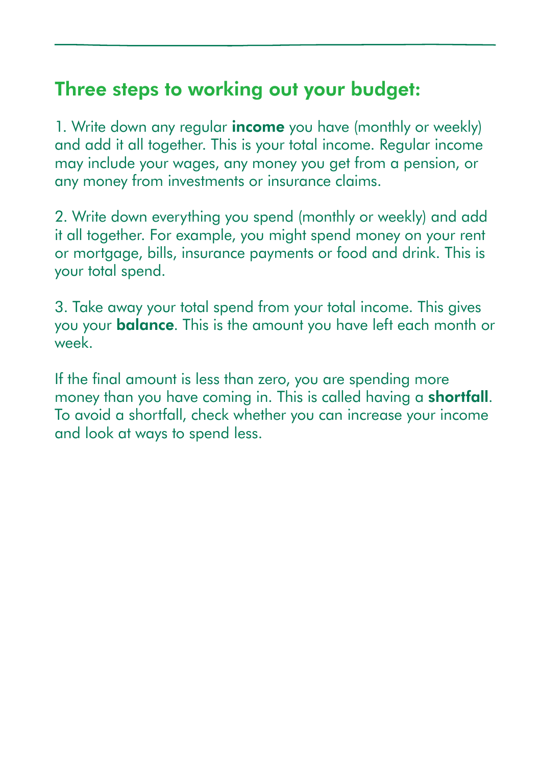## Three steps to working out your budget:

1. Write down any regular **income** you have (monthly or weekly) and add it all together. This is your total income. Regular income may include your wages, any money you get from a pension, or any money from investments or insurance claims.

2. Write down everything you spend (monthly or weekly) and add it all together. For example, you might spend money on your rent or mortgage, bills, insurance payments or food and drink. This is your total spend.

3. Take away your total spend from your total income. This gives you your **balance**. This is the amount you have left each month or week.

If the final amount is less than zero, you are spending more money than you have coming in. This is called having a **shortfall**. To avoid a shortfall, check whether you can increase your income and look at ways to spend less.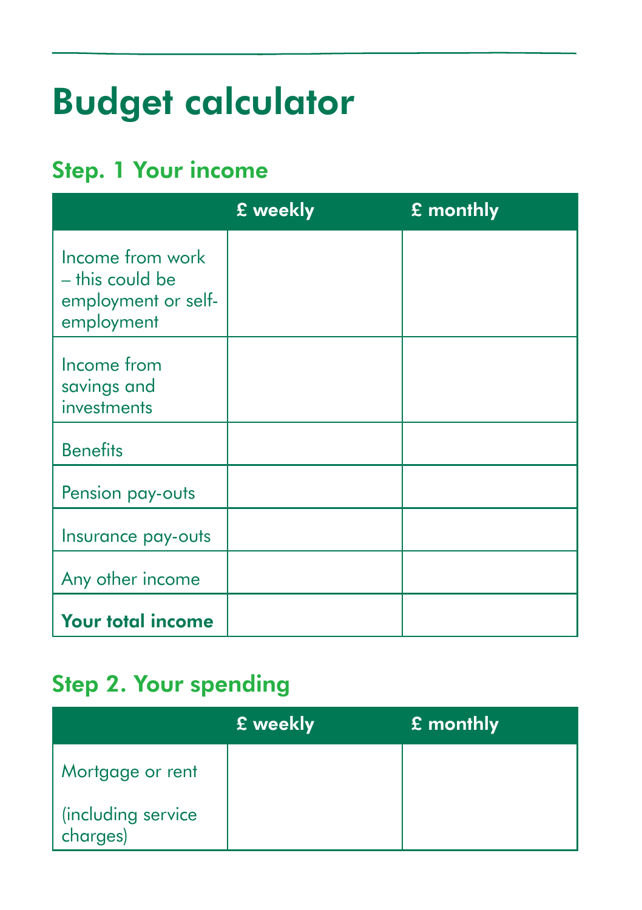# Budget calculator

## Step. 1 Your income

| | £ weekly | £ monthly |
|---|---|---|
| Income from work – this could be employment or self-employment | | |
| Income from savings and investments | | |
| Benefits | | |
| Pension pay-outs | | |
| Insurance pay-outs | | |
| Any other income | | |
| **Your total income** | | |

## Step 2. Your spending

| | £ weekly | £ monthly |
|---|---|---|
| Mortgage or rent (including service charges) | | |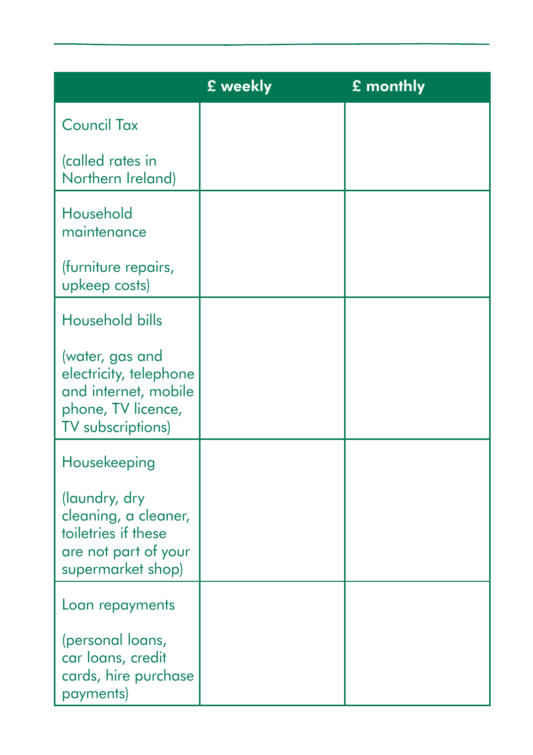| | £ weekly | £ monthly |
|---|---|---|
| Council Tax<br><br>(called rates in Northern Ireland) | | |
| Household maintenance<br><br>(furniture repairs, upkeep costs) | | |
| Household bills<br><br>(water, gas and electricity, telephone and internet, mobile phone, TV licence, TV subscriptions) | | |
| Housekeeping<br><br>(laundry, dry cleaning, a cleaner, toiletries if these are not part of your supermarket shop) | | |
| Loan repayments<br><br>(personal loans, car loans, credit cards, hire purchase payments) | | |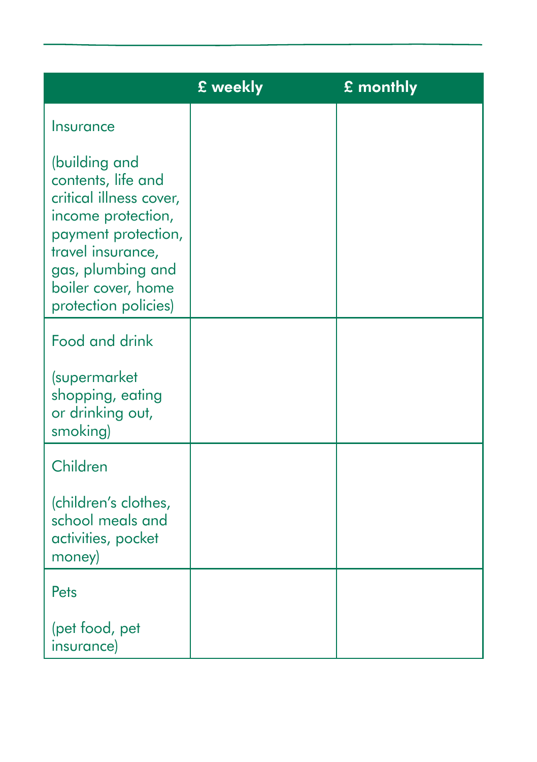| | £ weekly | £ monthly |
|---|---|---|
| Insurance<br><br>(building and contents, life and critical illness cover, income protection, payment protection, travel insurance, gas, plumbing and boiler cover, home protection policies) | | |
| Food and drink<br><br>(supermarket shopping, eating or drinking out, smoking) | | |
| Children<br><br>(children's clothes, school meals and activities, pocket money) | | |
| Pets<br><br>(pet food, pet insurance) | | |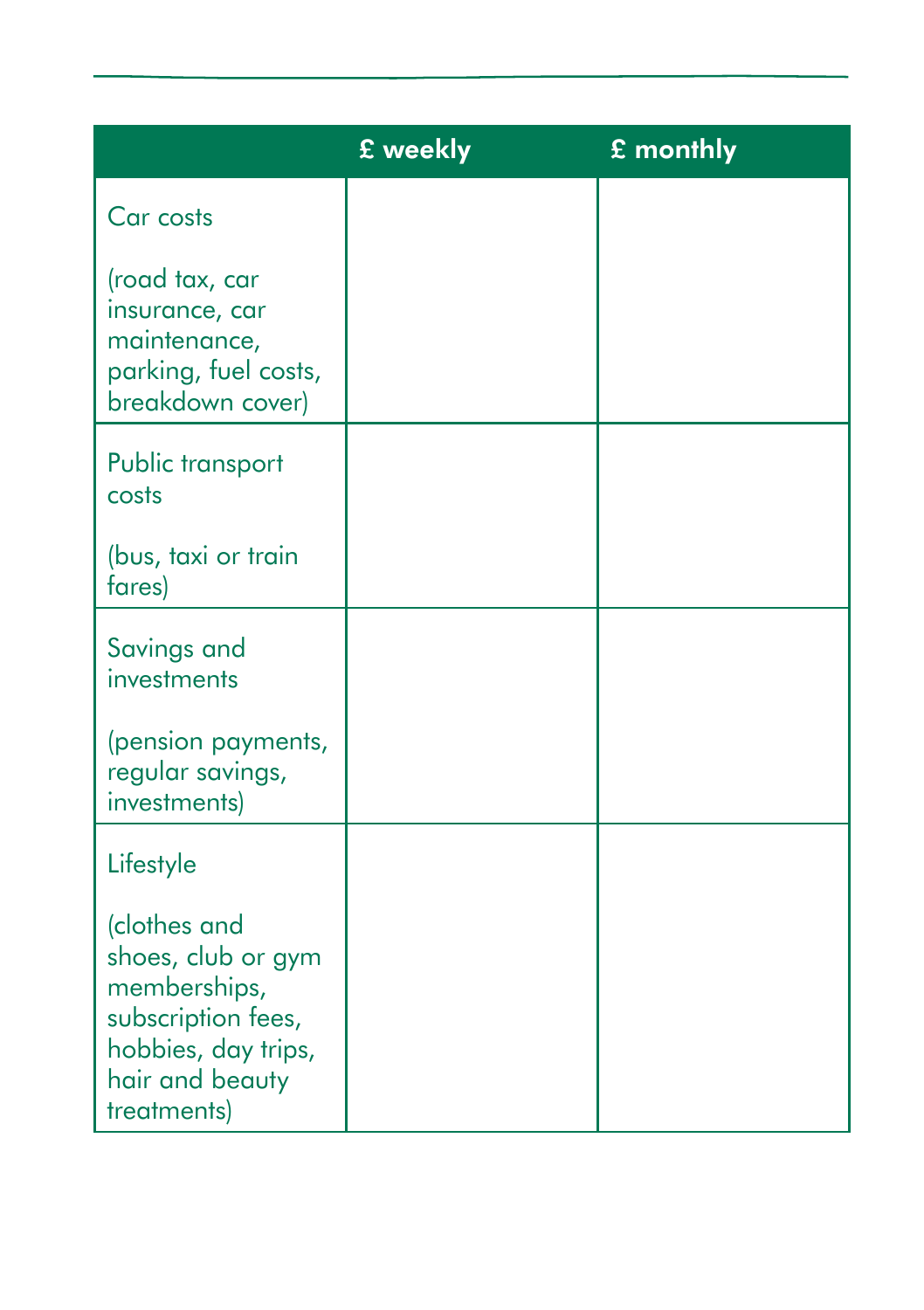|  | £ weekly | £ monthly |
|---|---|---|
| Car costs<br><br>(road tax, car insurance, car maintenance, parking, fuel costs, breakdown cover) |  |  |
| Public transport costs<br><br>(bus, taxi or train fares) |  |  |
| Savings and investments<br><br>(pension payments, regular savings, investments) |  |  |
| Lifestyle<br><br>(clothes and shoes, club or gym memberships, subscription fees, hobbies, day trips, hair and beauty treatments) |  |  |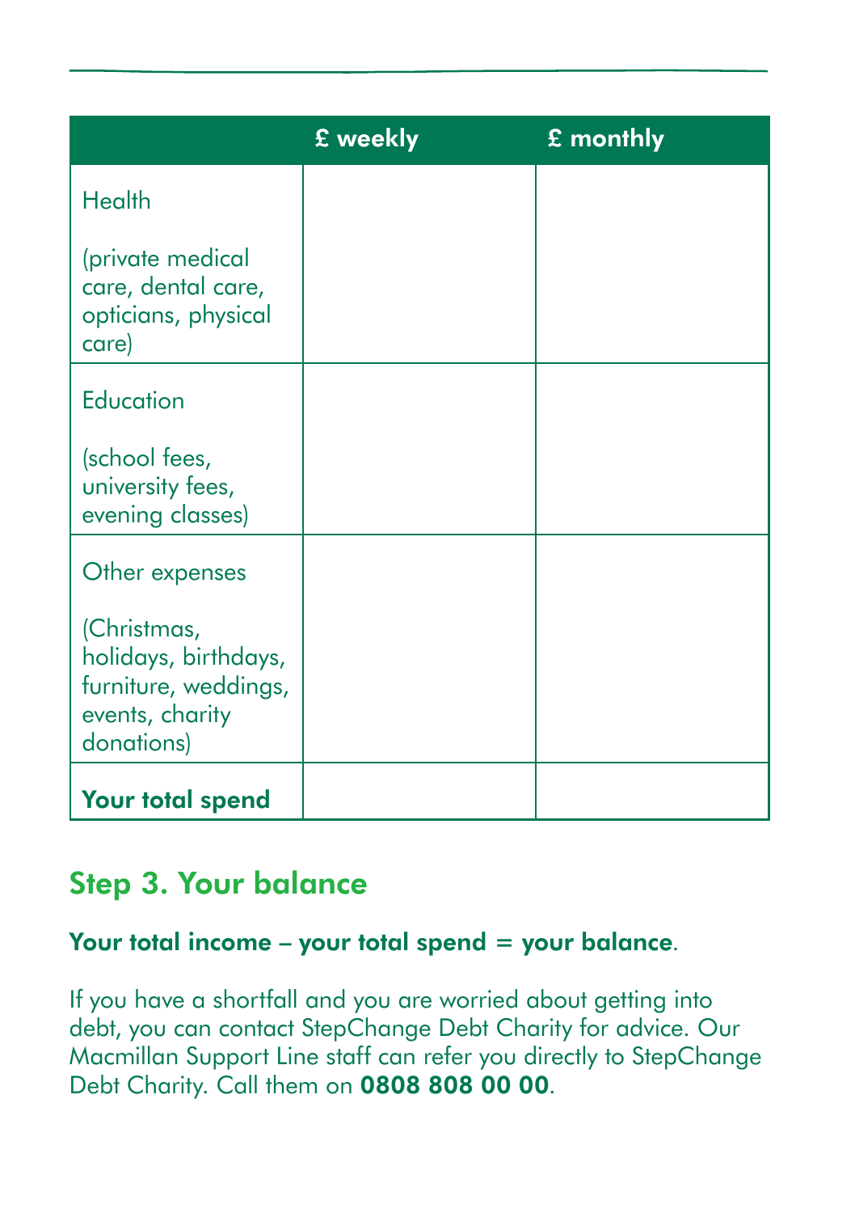| | £ weekly | £ monthly |
|---|---|---|
| Health<br><br>(private medical care, dental care, opticians, physical care) | | |
| Education<br><br>(school fees, university fees, evening classes) | | |
| Other expenses<br><br>(Christmas, holidays, birthdays, furniture, weddings, events, charity donations) | | |
| **Your total spend** | | |

## Step 3. Your balance

**Your total income – your total spend = your balance**.

If you have a shortfall and you are worried about getting into debt, you can contact StepChange Debt Charity for advice. Our Macmillan Support Line staff can refer you directly to StepChange Debt Charity. Call them on **0808 808 00 00**.